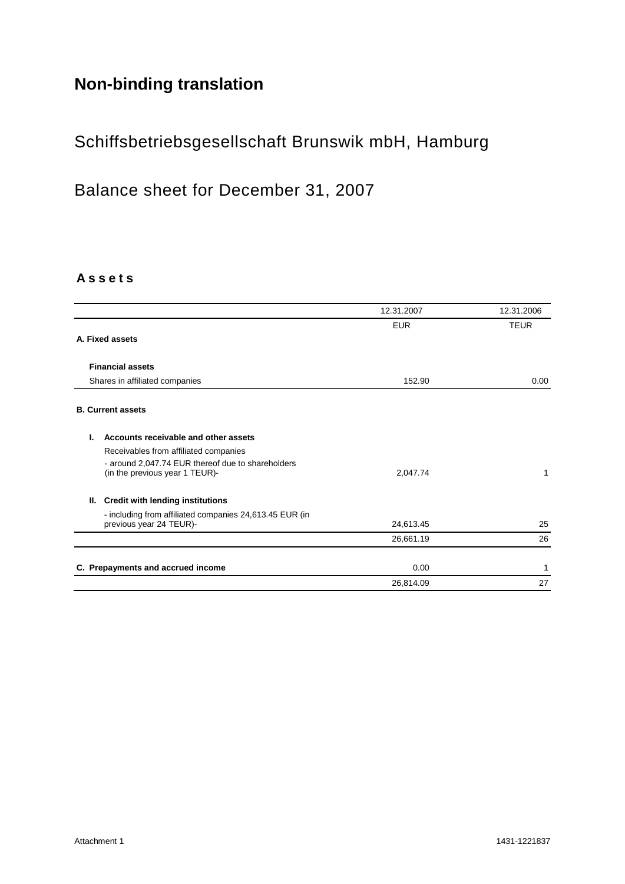# Non-binding translation

## Schiffsbetriebsgesellschaft Brunswik mbH, Hamburg

## Balance sheet for December 31, 2007

### A s s e t s

| | 12.31.2007 | 12.31.2006 |
|---|---|---|
| | EUR | TEUR |
| **A. Fixed assets** | | |
| **Financial assets** | | |
| Shares in affiliated companies | 152.90 | 0.00 |
| **B. Current assets** | | |
| **I. Accounts receivable and other assets** | | |
| Receivables from affiliated companies<br>- around 2,047.74 EUR thereof due to shareholders (in the previous year 1 TEUR)- | 2,047.74 | 1 |
| **II. Credit with lending institutions**<br>- including from affiliated companies 24,613.45 EUR (in previous year 24 TEUR)- | 24,613.45 | 25 |
| | 26,661.19 | 26 |
| **C. Prepayments and accrued income** | 0.00 | 1 |
| | 26,814.09 | 27 |

Attachment 1 1431-1221837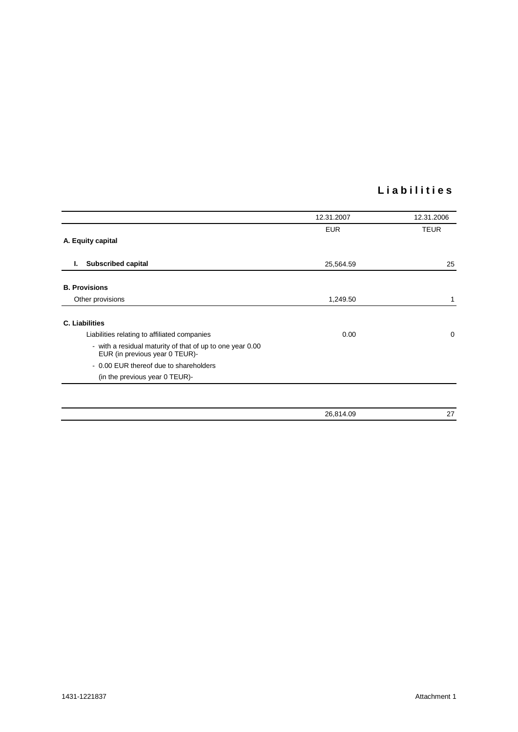# Liabilities

| | 12.31.2007 | 12.31.2006 |
|---|---|---|
| | EUR | TEUR |
| **A. Equity capital** | | |
| **I. Subscribed capital** | 25,564.59 | 25 |
| **B. Provisions** | | |
| Other provisions | 1,249.50 | 1 |
| **C. Liabilities** | | |
| Liabilities relating to affiliated companies | 0.00 | 0 |
| - with a residual maturity of that of up to one year 0.00 EUR (in previous year 0 TEUR)- | | |
| - 0.00 EUR thereof due to shareholders | | |
| (in the previous year 0 TEUR)- | | |
| | 26,814.09 | 27 |

1431-1221837

Attachment 1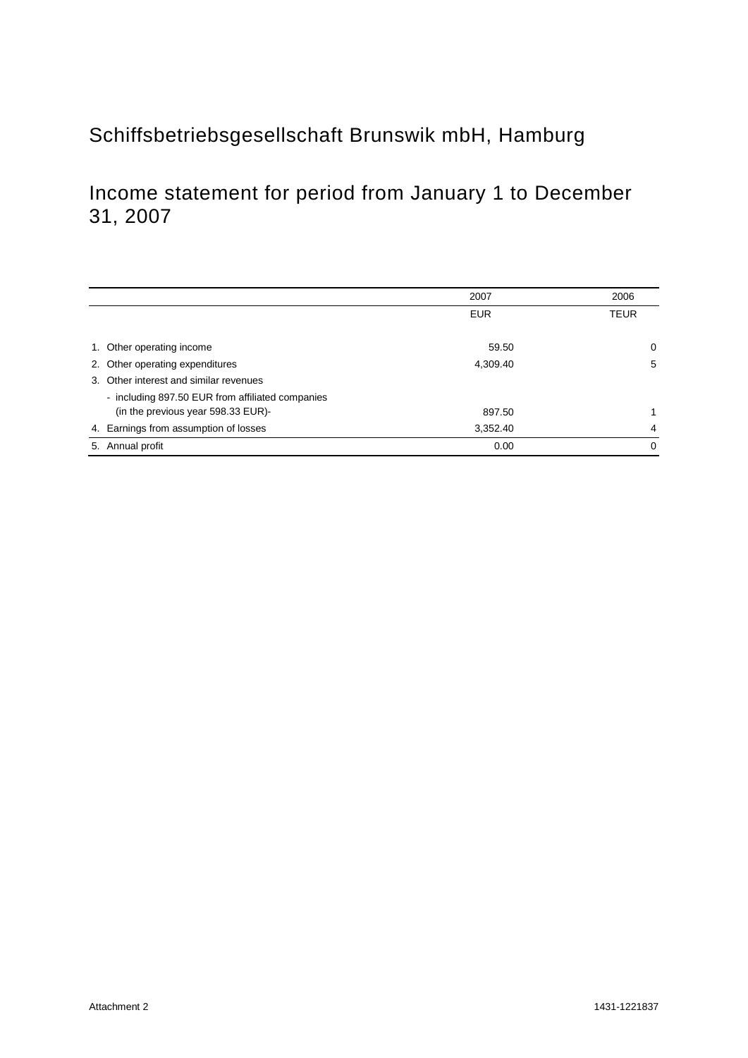# Schiffsbetriebsgesellschaft Brunswik mbH, Hamburg

## Income statement for period from January 1 to December 31, 2007

| | 2007 | 2006 |
|---|---|---|
| | EUR | TEUR |
| 1. Other operating income | 59.50 | 0 |
| 2. Other operating expenditures | 4,309.40 | 5 |
| 3. Other interest and similar revenues | | |
| - including 897.50 EUR from affiliated companies (in the previous year 598.33 EUR)- | 897.50 | 1 |
| 4. Earnings from assumption of losses | 3,352.40 | 4 |
| 5. Annual profit | 0.00 | 0 |

Attachment 2

1431-1221837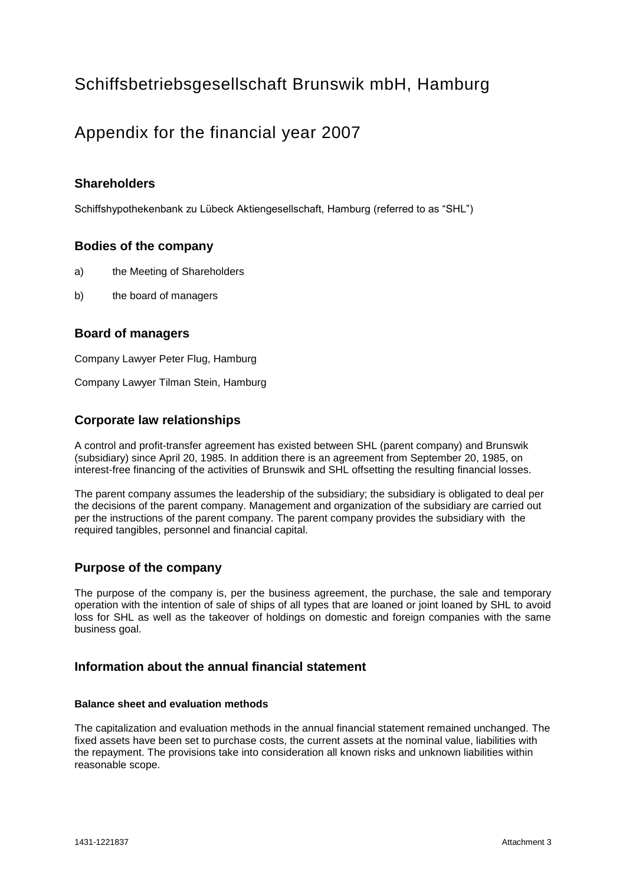# Schiffsbetriebsgesellschaft Brunswik mbH, Hamburg

# Appendix for the financial year 2007

## Shareholders

Schiffshypothekenbank zu Lübeck Aktiengesellschaft, Hamburg (referred to as "SHL")

## Bodies of the company

a) the Meeting of Shareholders

b) the board of managers

## Board of managers

Company Lawyer Peter Flug, Hamburg

Company Lawyer Tilman Stein, Hamburg

## Corporate law relationships

A control and profit-transfer agreement has existed between SHL (parent company) and Brunswik (subsidiary) since April 20, 1985. In addition there is an agreement from September 20, 1985, on interest-free financing of the activities of Brunswik and SHL offsetting the resulting financial losses.

The parent company assumes the leadership of the subsidiary; the subsidiary is obligated to deal per the decisions of the parent company. Management and organization of the subsidiary are carried out per the instructions of the parent company. The parent company provides the subsidiary with the required tangibles, personnel and financial capital.

## Purpose of the company

The purpose of the company is, per the business agreement, the purchase, the sale and temporary operation with the intention of sale of ships of all types that are loaned or joint loaned by SHL to avoid loss for SHL as well as the takeover of holdings on domestic and foreign companies with the same business goal.

## Information about the annual financial statement

### Balance sheet and evaluation methods

The capitalization and evaluation methods in the annual financial statement remained unchanged. The fixed assets have been set to purchase costs, the current assets at the nominal value, liabilities with the repayment. The provisions take into consideration all known risks and unknown liabilities within reasonable scope.

1431-1221837 Attachment 3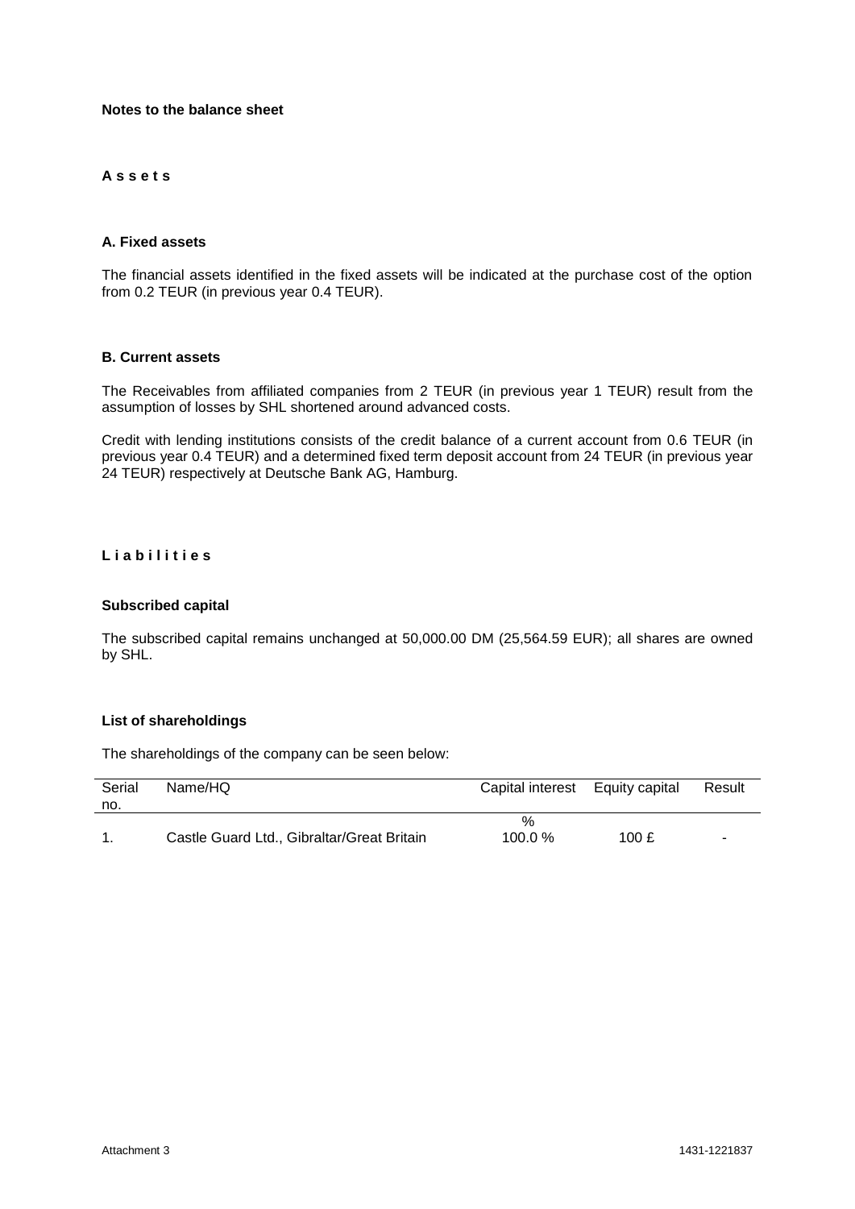## Notes to the balance sheet

### A s s e t s

#### A. Fixed assets

The financial assets identified in the fixed assets will be indicated at the purchase cost of the option from 0.2 TEUR (in previous year 0.4 TEUR).

#### B. Current assets

The Receivables from affiliated companies from 2 TEUR (in previous year 1 TEUR) result from the assumption of losses by SHL shortened around advanced costs.

Credit with lending institutions consists of the credit balance of a current account from 0.6 TEUR (in previous year 0.4 TEUR) and a determined fixed term deposit account from 24 TEUR (in previous year 24 TEUR) respectively at Deutsche Bank AG, Hamburg.

### L i a b i l i t i e s

#### Subscribed capital

The subscribed capital remains unchanged at 50,000.00 DM (25,564.59 EUR); all shares are owned by SHL.

#### List of shareholdings

The shareholdings of the company can be seen below:

| Serial no. | Name/HQ | Capital interest | Equity capital | Result |
|---|---|---|---|---|
| | | % | | |
| 1. | Castle Guard Ltd., Gibraltar/Great Britain | 100.0 % | 100 £ | - |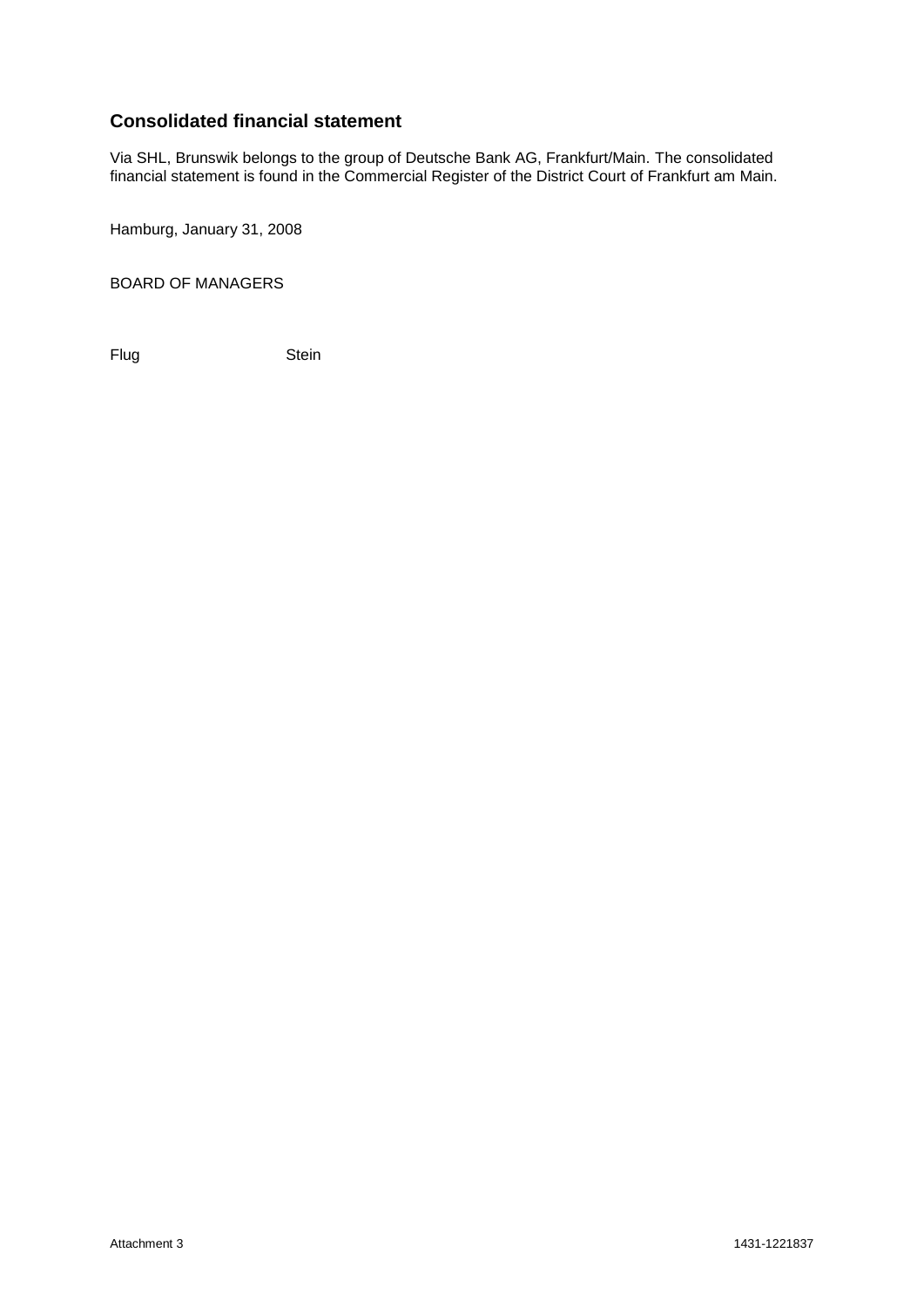## Consolidated financial statement

Via SHL, Brunswik belongs to the group of Deutsche Bank AG, Frankfurt/Main. The consolidated financial statement is found in the Commercial Register of the District Court of Frankfurt am Main.

Hamburg, January 31, 2008

BOARD OF MANAGERS

Flug Stein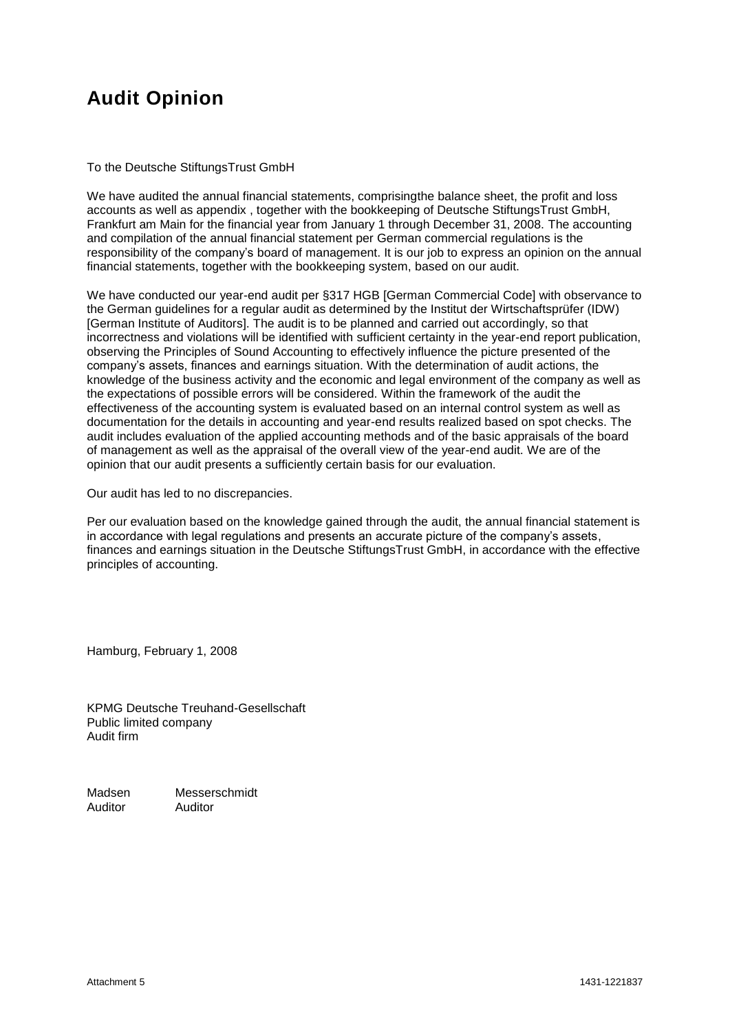# Audit Opinion

To the Deutsche StiftungsTrust GmbH

We have audited the annual financial statements, comprisingthe balance sheet, the profit and loss accounts as well as appendix , together with the bookkeeping of Deutsche StiftungsTrust GmbH, Frankfurt am Main for the financial year from January 1 through December 31, 2008. The accounting and compilation of the annual financial statement per German commercial regulations is the responsibility of the company's board of management. It is our job to express an opinion on the annual financial statements, together with the bookkeeping system, based on our audit.

We have conducted our year-end audit per §317 HGB [German Commercial Code] with observance to the German guidelines for a regular audit as determined by the Institut der Wirtschaftsprüfer (IDW) [German Institute of Auditors]. The audit is to be planned and carried out accordingly, so that incorrectness and violations will be identified with sufficient certainty in the year-end report publication, observing the Principles of Sound Accounting to effectively influence the picture presented of the company's assets, finances and earnings situation. With the determination of audit actions, the knowledge of the business activity and the economic and legal environment of the company as well as the expectations of possible errors will be considered. Within the framework of the audit the effectiveness of the accounting system is evaluated based on an internal control system as well as documentation for the details in accounting and year-end results realized based on spot checks. The audit includes evaluation of the applied accounting methods and of the basic appraisals of the board of management as well as the appraisal of the overall view of the year-end audit. We are of the opinion that our audit presents a sufficiently certain basis for our evaluation.

Our audit has led to no discrepancies.

Per our evaluation based on the knowledge gained through the audit, the annual financial statement is in accordance with legal regulations and presents an accurate picture of the company's assets, finances and earnings situation in the Deutsche StiftungsTrust GmbH, in accordance with the effective principles of accounting.

Hamburg, February 1, 2008

KPMG Deutsche Treuhand-Gesellschaft
Public limited company
Audit firm

| | |
|---|---|
| Madsen | Messerschmidt |
| Auditor | Auditor |

Attachment 5 1431-1221837